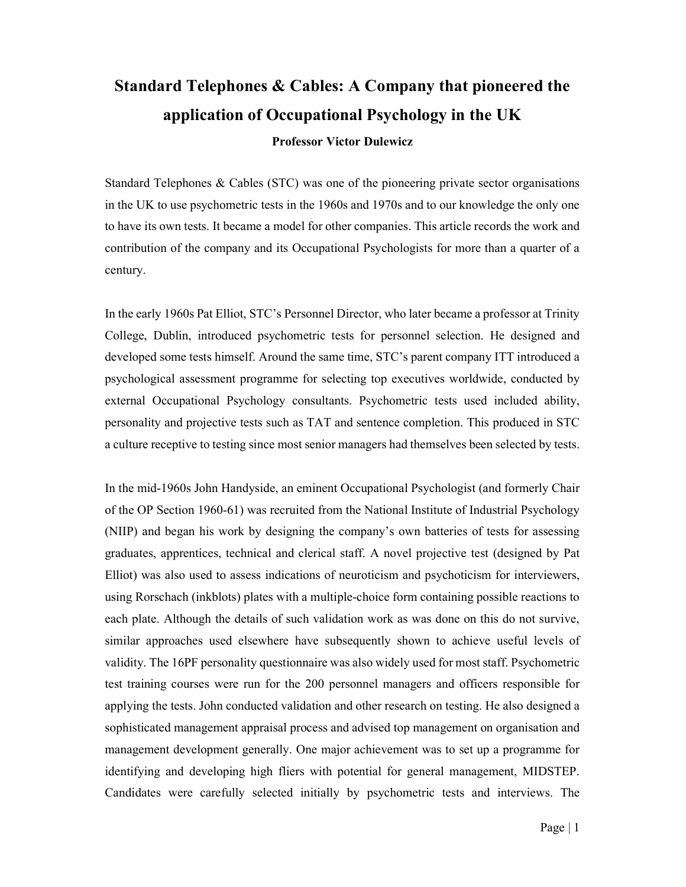# Standard Telephones & Cables: A Company that pioneered the application of Occupational Psychology in the UK

**Professor Victor Dulewicz**

Standard Telephones & Cables (STC) was one of the pioneering private sector organisations in the UK to use psychometric tests in the 1960s and 1970s and to our knowledge the only one to have its own tests. It became a model for other companies. This article records the work and contribution of the company and its Occupational Psychologists for more than a quarter of a century.

In the early 1960s Pat Elliot, STC's Personnel Director, who later became a professor at Trinity College, Dublin, introduced psychometric tests for personnel selection. He designed and developed some tests himself. Around the same time, STC's parent company ITT introduced a psychological assessment programme for selecting top executives worldwide, conducted by external Occupational Psychology consultants. Psychometric tests used included ability, personality and projective tests such as TAT and sentence completion. This produced in STC a culture receptive to testing since most senior managers had themselves been selected by tests.

In the mid-1960s John Handyside, an eminent Occupational Psychologist (and formerly Chair of the OP Section 1960-61) was recruited from the National Institute of Industrial Psychology (NIIP) and began his work by designing the company's own batteries of tests for assessing graduates, apprentices, technical and clerical staff. A novel projective test (designed by Pat Elliot) was also used to assess indications of neuroticism and psychoticism for interviewers, using Rorschach (inkblots) plates with a multiple-choice form containing possible reactions to each plate. Although the details of such validation work as was done on this do not survive, similar approaches used elsewhere have subsequently shown to achieve useful levels of validity. The 16PF personality questionnaire was also widely used for most staff. Psychometric test training courses were run for the 200 personnel managers and officers responsible for applying the tests. John conducted validation and other research on testing. He also designed a sophisticated management appraisal process and advised top management on organisation and management development generally. One major achievement was to set up a programme for identifying and developing high fliers with potential for general management, MIDSTEP. Candidates were carefully selected initially by psychometric tests and interviews. The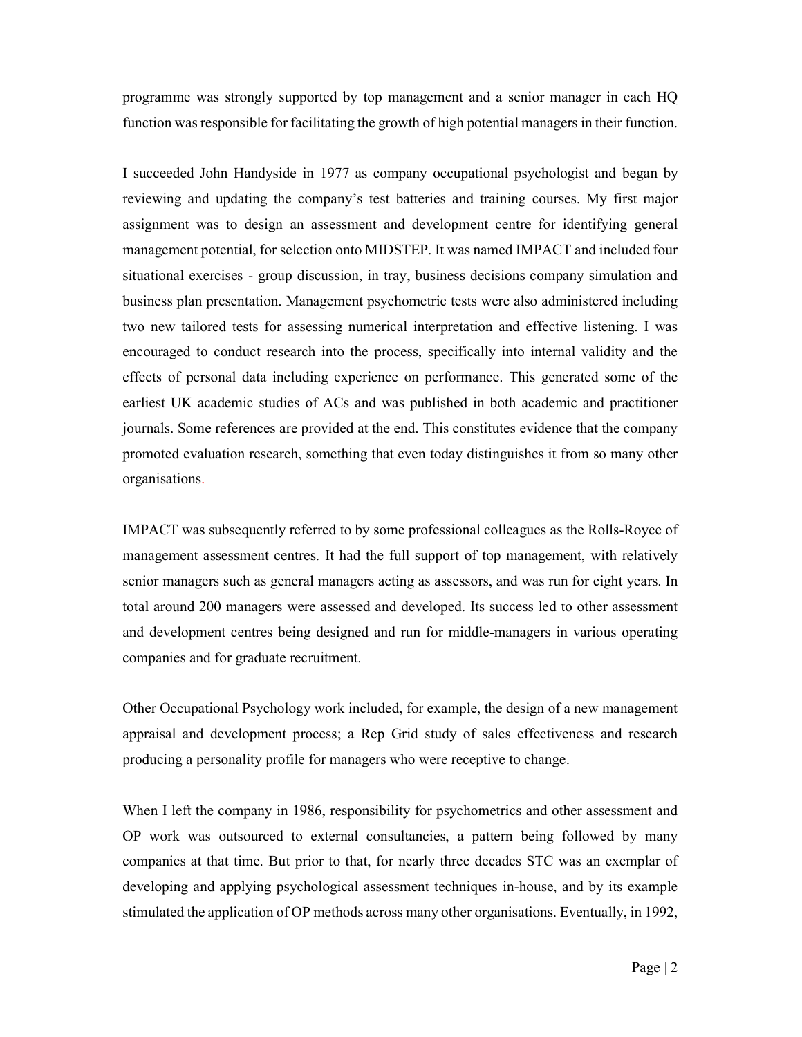programme was strongly supported by top management and a senior manager in each HQ function was responsible for facilitating the growth of high potential managers in their function.

I succeeded John Handyside in 1977 as company occupational psychologist and began by reviewing and updating the company's test batteries and training courses. My first major assignment was to design an assessment and development centre for identifying general management potential, for selection onto MIDSTEP. It was named IMPACT and included four situational exercises - group discussion, in tray, business decisions company simulation and business plan presentation. Management psychometric tests were also administered including two new tailored tests for assessing numerical interpretation and effective listening. I was encouraged to conduct research into the process, specifically into internal validity and the effects of personal data including experience on performance. This generated some of the earliest UK academic studies of ACs and was published in both academic and practitioner journals. Some references are provided at the end. This constitutes evidence that the company promoted evaluation research, something that even today distinguishes it from so many other organisations.

IMPACT was subsequently referred to by some professional colleagues as the Rolls-Royce of management assessment centres. It had the full support of top management, with relatively senior managers such as general managers acting as assessors, and was run for eight years. In total around 200 managers were assessed and developed. Its success led to other assessment and development centres being designed and run for middle-managers in various operating companies and for graduate recruitment.

Other Occupational Psychology work included, for example, the design of a new management appraisal and development process; a Rep Grid study of sales effectiveness and research producing a personality profile for managers who were receptive to change.

When I left the company in 1986, responsibility for psychometrics and other assessment and OP work was outsourced to external consultancies, a pattern being followed by many companies at that time. But prior to that, for nearly three decades STC was an exemplar of developing and applying psychological assessment techniques in-house, and by its example stimulated the application of OP methods across many other organisations. Eventually, in 1992,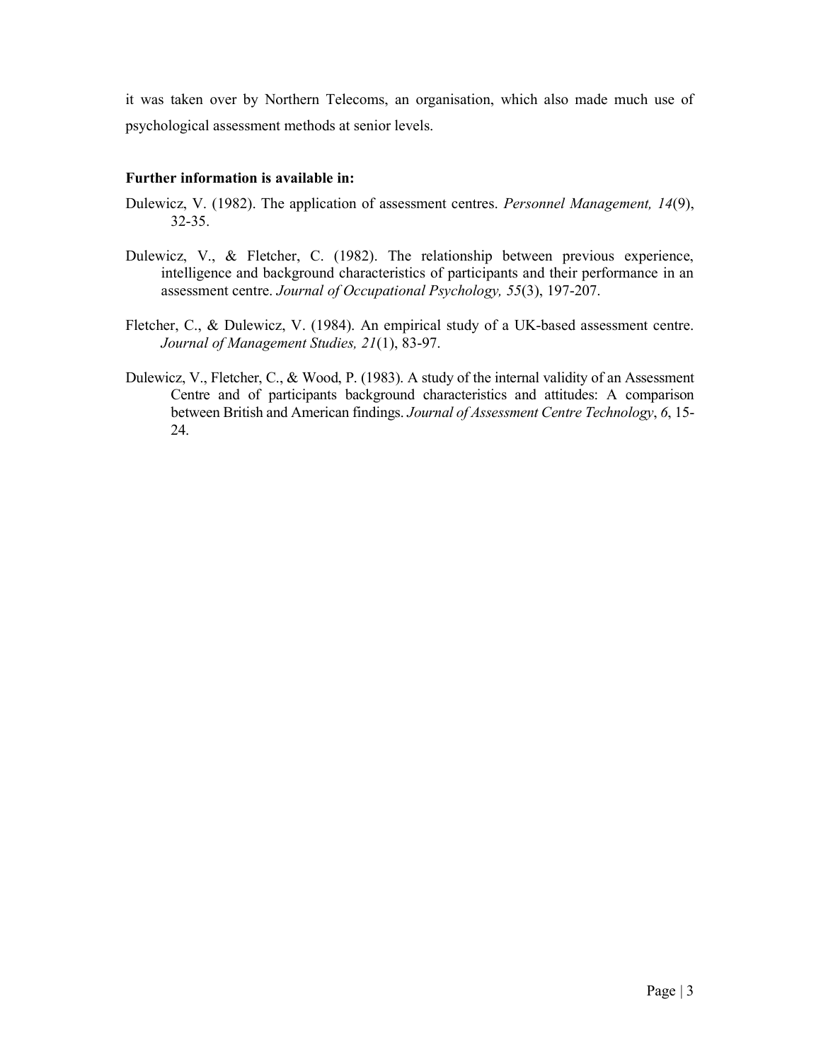it was taken over by Northern Telecoms, an organisation, which also made much use of psychological assessment methods at senior levels.

**Further information is available in:**

Dulewicz, V. (1982). The application of assessment centres. *Personnel Management, 14*(9), 32-35.

Dulewicz, V., & Fletcher, C. (1982). The relationship between previous experience, intelligence and background characteristics of participants and their performance in an assessment centre. *Journal of Occupational Psychology, 55*(3), 197-207.

Fletcher, C., & Dulewicz, V. (1984). An empirical study of a UK-based assessment centre. *Journal of Management Studies, 21*(1), 83-97.

Dulewicz, V., Fletcher, C., & Wood, P. (1983). A study of the internal validity of an Assessment Centre and of participants background characteristics and attitudes: A comparison between British and American findings. *Journal of Assessment Centre Technology*, *6*, 15-24.